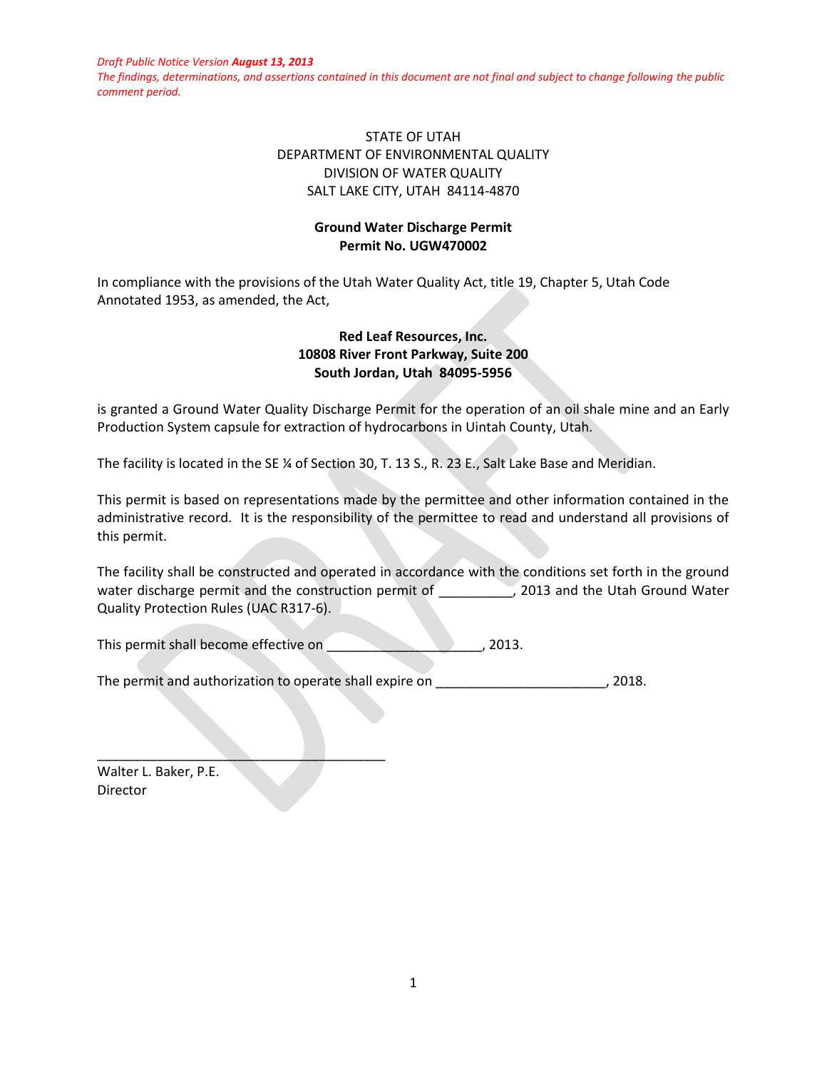*Draft Public Notice Version* ***August 13, 2013***
*The findings, determinations, and assertions contained in this document are not final and subject to change following the public comment period.*

STATE OF UTAH
DEPARTMENT OF ENVIRONMENTAL QUALITY
DIVISION OF WATER QUALITY
SALT LAKE CITY, UTAH 84114-4870

**Ground Water Discharge Permit**
**Permit No. UGW470002**

In compliance with the provisions of the Utah Water Quality Act, title 19, Chapter 5, Utah Code Annotated 1953, as amended, the Act,

**Red Leaf Resources, Inc.**
**10808 River Front Parkway, Suite 200**
**South Jordan, Utah 84095-5956**

is granted a Ground Water Quality Discharge Permit for the operation of an oil shale mine and an Early Production System capsule for extraction of hydrocarbons in Uintah County, Utah.

The facility is located in the SE ¼ of Section 30, T. 13 S., R. 23 E., Salt Lake Base and Meridian.

This permit is based on representations made by the permittee and other information contained in the administrative record. It is the responsibility of the permittee to read and understand all provisions of this permit.

The facility shall be constructed and operated in accordance with the conditions set forth in the ground water discharge permit and the construction permit of __________, 2013 and the Utah Ground Water Quality Protection Rules (UAC R317-6).

This permit shall become effective on _____________________, 2013.

The permit and authorization to operate shall expire on _______________________, 2018.

_________________________________________
Walter L. Baker, P.E.
Director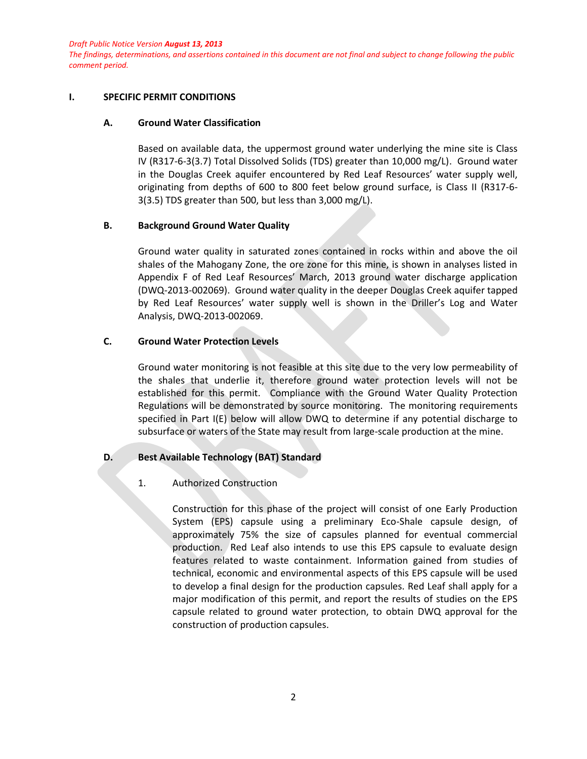*Draft Public Notice Version **August 13, 2013***
*The findings, determinations, and assertions contained in this document are not final and subject to change following the public comment period.*

## I. SPECIFIC PERMIT CONDITIONS

### A. Ground Water Classification

Based on available data, the uppermost ground water underlying the mine site is Class IV (R317-6-3(3.7) Total Dissolved Solids (TDS) greater than 10,000 mg/L). Ground water in the Douglas Creek aquifer encountered by Red Leaf Resources' water supply well, originating from depths of 600 to 800 feet below ground surface, is Class II (R317-6-3(3.5) TDS greater than 500, but less than 3,000 mg/L).

### B. Background Ground Water Quality

Ground water quality in saturated zones contained in rocks within and above the oil shales of the Mahogany Zone, the ore zone for this mine, is shown in analyses listed in Appendix F of Red Leaf Resources' March, 2013 ground water discharge application (DWQ-2013-002069). Ground water quality in the deeper Douglas Creek aquifer tapped by Red Leaf Resources' water supply well is shown in the Driller's Log and Water Analysis, DWQ-2013-002069.

### C. Ground Water Protection Levels

Ground water monitoring is not feasible at this site due to the very low permeability of the shales that underlie it, therefore ground water protection levels will not be established for this permit. Compliance with the Ground Water Quality Protection Regulations will be demonstrated by source monitoring. The monitoring requirements specified in Part I(E) below will allow DWQ to determine if any potential discharge to subsurface or waters of the State may result from large-scale production at the mine.

### D. Best Available Technology (BAT) Standard

1. Authorized Construction

   Construction for this phase of the project will consist of one Early Production System (EPS) capsule using a preliminary Eco-Shale capsule design, of approximately 75% the size of capsules planned for eventual commercial production. Red Leaf also intends to use this EPS capsule to evaluate design features related to waste containment. Information gained from studies of technical, economic and environmental aspects of this EPS capsule will be used to develop a final design for the production capsules. Red Leaf shall apply for a major modification of this permit, and report the results of studies on the EPS capsule related to ground water protection, to obtain DWQ approval for the construction of production capsules.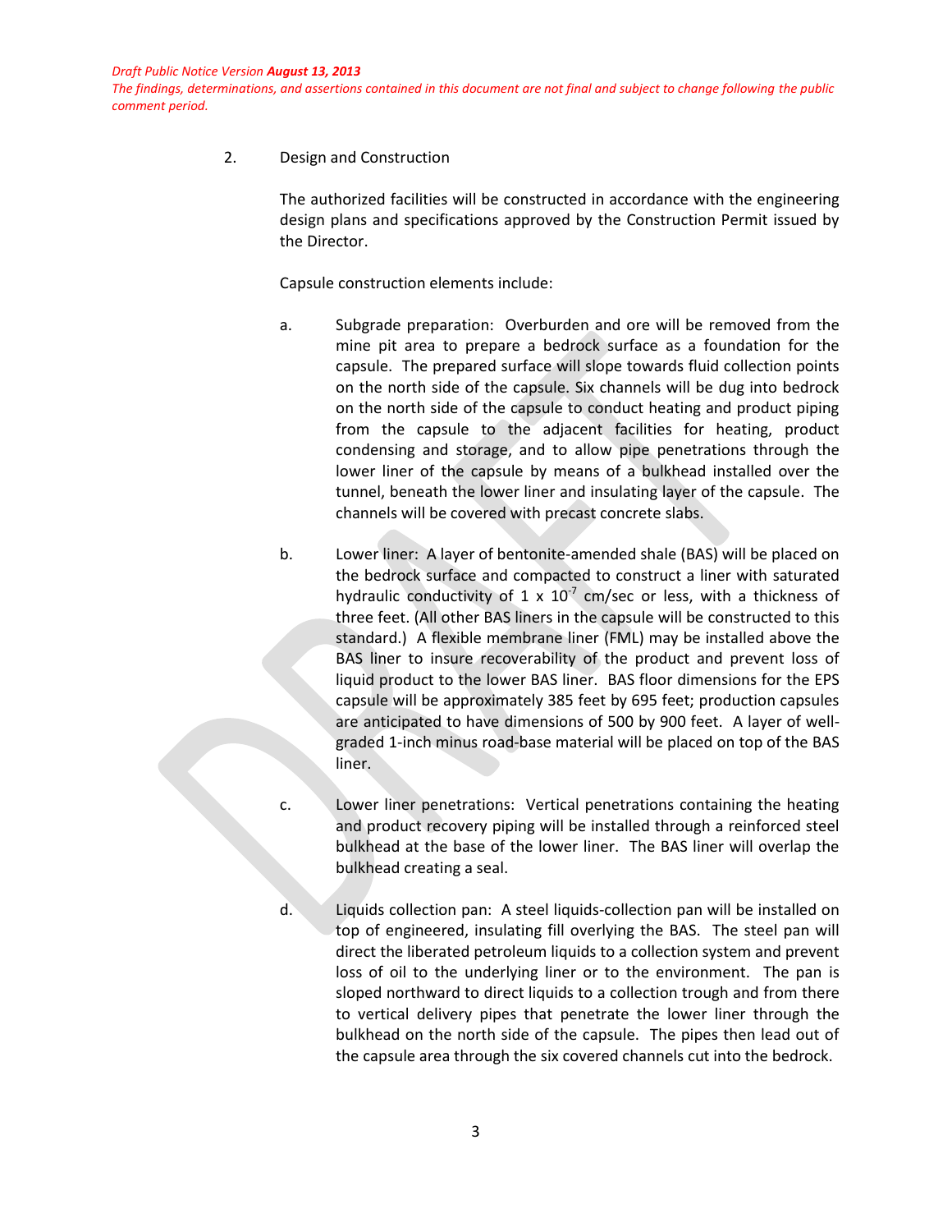*Draft Public Notice Version **August 13, 2013***
*The findings, determinations, and assertions contained in this document are not final and subject to change following the public comment period.*

2. Design and Construction

The authorized facilities will be constructed in accordance with the engineering design plans and specifications approved by the Construction Permit issued by the Director.

Capsule construction elements include:

a. Subgrade preparation: Overburden and ore will be removed from the mine pit area to prepare a bedrock surface as a foundation for the capsule. The prepared surface will slope towards fluid collection points on the north side of the capsule. Six channels will be dug into bedrock on the north side of the capsule to conduct heating and product piping from the capsule to the adjacent facilities for heating, product condensing and storage, and to allow pipe penetrations through the lower liner of the capsule by means of a bulkhead installed over the tunnel, beneath the lower liner and insulating layer of the capsule. The channels will be covered with precast concrete slabs.

b. Lower liner: A layer of bentonite-amended shale (BAS) will be placed on the bedrock surface and compacted to construct a liner with saturated hydraulic conductivity of $1 \times 10^{-7}$ cm/sec or less, with a thickness of three feet. (All other BAS liners in the capsule will be constructed to this standard.) A flexible membrane liner (FML) may be installed above the BAS liner to insure recoverability of the product and prevent loss of liquid product to the lower BAS liner. BAS floor dimensions for the EPS capsule will be approximately 385 feet by 695 feet; production capsules are anticipated to have dimensions of 500 by 900 feet. A layer of well-graded 1-inch minus road-base material will be placed on top of the BAS liner.

c. Lower liner penetrations: Vertical penetrations containing the heating and product recovery piping will be installed through a reinforced steel bulkhead at the base of the lower liner. The BAS liner will overlap the bulkhead creating a seal.

d. Liquids collection pan: A steel liquids-collection pan will be installed on top of engineered, insulating fill overlying the BAS. The steel pan will direct the liberated petroleum liquids to a collection system and prevent loss of oil to the underlying liner or to the environment. The pan is sloped northward to direct liquids to a collection trough and from there to vertical delivery pipes that penetrate the lower liner through the bulkhead on the north side of the capsule. The pipes then lead out of the capsule area through the six covered channels cut into the bedrock.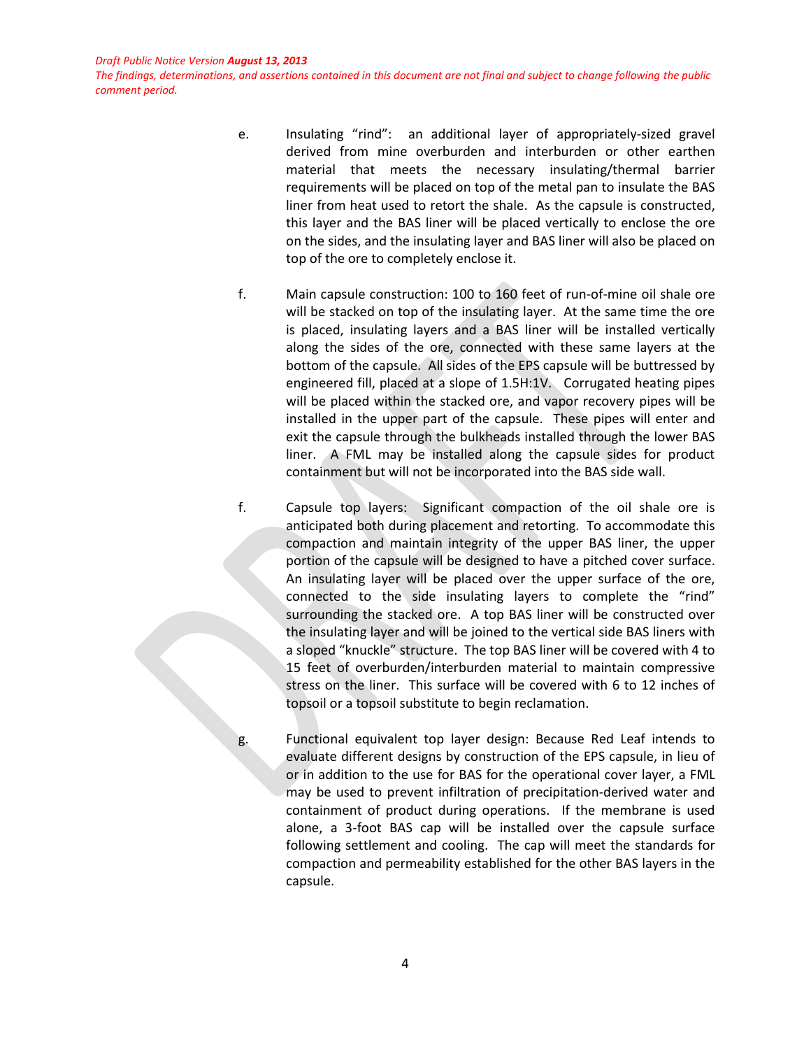e. Insulating "rind": an additional layer of appropriately-sized gravel derived from mine overburden and interburden or other earthen material that meets the necessary insulating/thermal barrier requirements will be placed on top of the metal pan to insulate the BAS liner from heat used to retort the shale. As the capsule is constructed, this layer and the BAS liner will be placed vertically to enclose the ore on the sides, and the insulating layer and BAS liner will also be placed on top of the ore to completely enclose it.

f. Main capsule construction: 100 to 160 feet of run-of-mine oil shale ore will be stacked on top of the insulating layer. At the same time the ore is placed, insulating layers and a BAS liner will be installed vertically along the sides of the ore, connected with these same layers at the bottom of the capsule. All sides of the EPS capsule will be buttressed by engineered fill, placed at a slope of 1.5H:1V. Corrugated heating pipes will be placed within the stacked ore, and vapor recovery pipes will be installed in the upper part of the capsule. These pipes will enter and exit the capsule through the bulkheads installed through the lower BAS liner. A FML may be installed along the capsule sides for product containment but will not be incorporated into the BAS side wall.

f. Capsule top layers: Significant compaction of the oil shale ore is anticipated both during placement and retorting. To accommodate this compaction and maintain integrity of the upper BAS liner, the upper portion of the capsule will be designed to have a pitched cover surface. An insulating layer will be placed over the upper surface of the ore, connected to the side insulating layers to complete the "rind" surrounding the stacked ore. A top BAS liner will be constructed over the insulating layer and will be joined to the vertical side BAS liners with a sloped "knuckle" structure. The top BAS liner will be covered with 4 to 15 feet of overburden/interburden material to maintain compressive stress on the liner. This surface will be covered with 6 to 12 inches of topsoil or a topsoil substitute to begin reclamation.

g. Functional equivalent top layer design: Because Red Leaf intends to evaluate different designs by construction of the EPS capsule, in lieu of or in addition to the use for BAS for the operational cover layer, a FML may be used to prevent infiltration of precipitation-derived water and containment of product during operations. If the membrane is used alone, a 3-foot BAS cap will be installed over the capsule surface following settlement and cooling. The cap will meet the standards for compaction and permeability established for the other BAS layers in the capsule.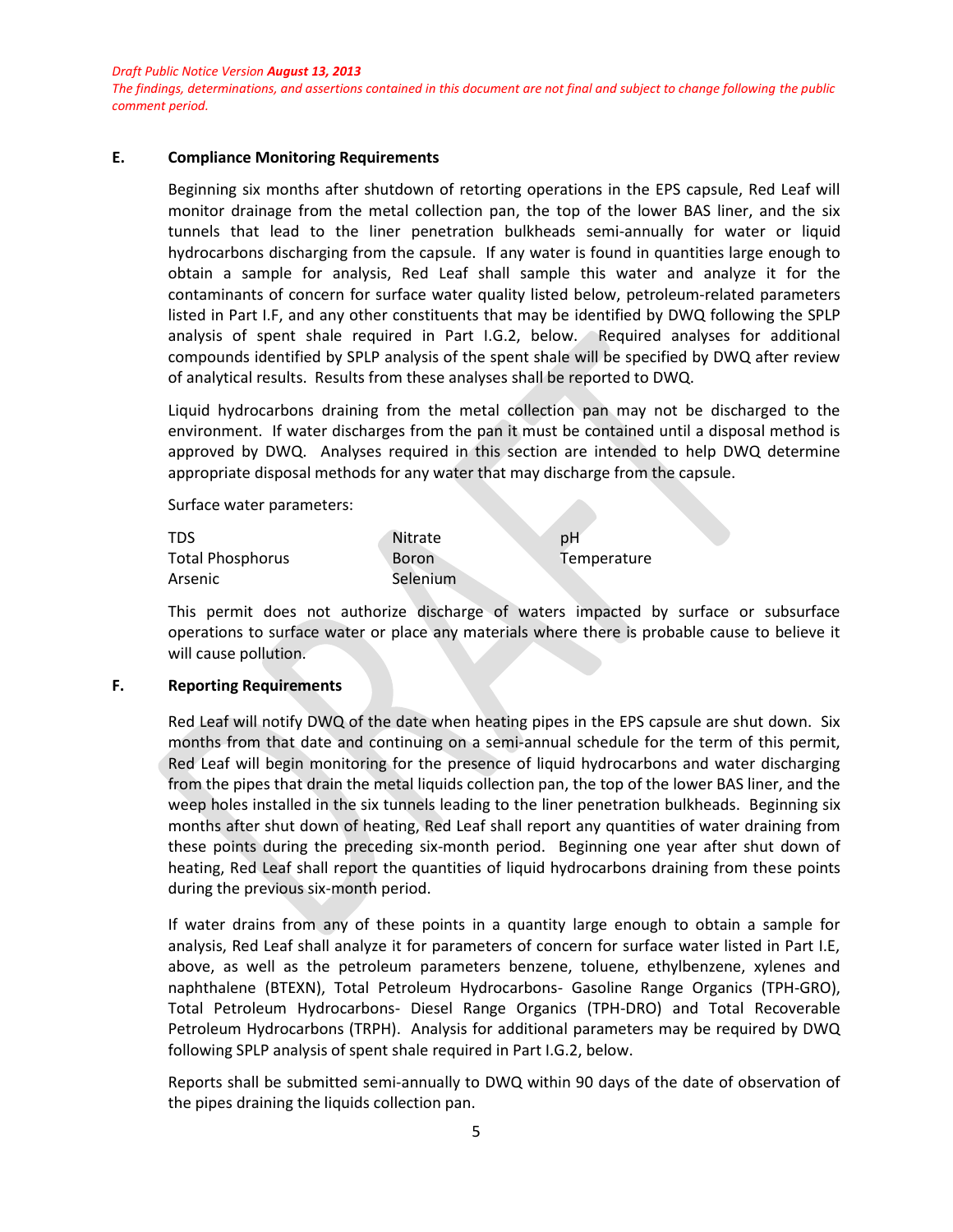*Draft Public Notice Version* ***August 13, 2013***
*The findings, determinations, and assertions contained in this document are not final and subject to change following the public comment period.*

**E. Compliance Monitoring Requirements**

Beginning six months after shutdown of retorting operations in the EPS capsule, Red Leaf will monitor drainage from the metal collection pan, the top of the lower BAS liner, and the six tunnels that lead to the liner penetration bulkheads semi-annually for water or liquid hydrocarbons discharging from the capsule. If any water is found in quantities large enough to obtain a sample for analysis, Red Leaf shall sample this water and analyze it for the contaminants of concern for surface water quality listed below, petroleum-related parameters listed in Part I.F, and any other constituents that may be identified by DWQ following the SPLP analysis of spent shale required in Part I.G.2, below. Required analyses for additional compounds identified by SPLP analysis of the spent shale will be specified by DWQ after review of analytical results. Results from these analyses shall be reported to DWQ.

Liquid hydrocarbons draining from the metal collection pan may not be discharged to the environment. If water discharges from the pan it must be contained until a disposal method is approved by DWQ. Analyses required in this section are intended to help DWQ determine appropriate disposal methods for any water that may discharge from the capsule.

Surface water parameters:

| | | |
|---|---|---|
| TDS | Nitrate | pH |
| Total Phosphorus | Boron | Temperature |
| Arsenic | Selenium | |

This permit does not authorize discharge of waters impacted by surface or subsurface operations to surface water or place any materials where there is probable cause to believe it will cause pollution.

**F. Reporting Requirements**

Red Leaf will notify DWQ of the date when heating pipes in the EPS capsule are shut down. Six months from that date and continuing on a semi-annual schedule for the term of this permit, Red Leaf will begin monitoring for the presence of liquid hydrocarbons and water discharging from the pipes that drain the metal liquids collection pan, the top of the lower BAS liner, and the weep holes installed in the six tunnels leading to the liner penetration bulkheads. Beginning six months after shut down of heating, Red Leaf shall report any quantities of water draining from these points during the preceding six-month period. Beginning one year after shut down of heating, Red Leaf shall report the quantities of liquid hydrocarbons draining from these points during the previous six-month period.

If water drains from any of these points in a quantity large enough to obtain a sample for analysis, Red Leaf shall analyze it for parameters of concern for surface water listed in Part I.E, above, as well as the petroleum parameters benzene, toluene, ethylbenzene, xylenes and naphthalene (BTEXN), Total Petroleum Hydrocarbons- Gasoline Range Organics (TPH-GRO), Total Petroleum Hydrocarbons- Diesel Range Organics (TPH-DRO) and Total Recoverable Petroleum Hydrocarbons (TRPH). Analysis for additional parameters may be required by DWQ following SPLP analysis of spent shale required in Part I.G.2, below.

Reports shall be submitted semi-annually to DWQ within 90 days of the date of observation of the pipes draining the liquids collection pan.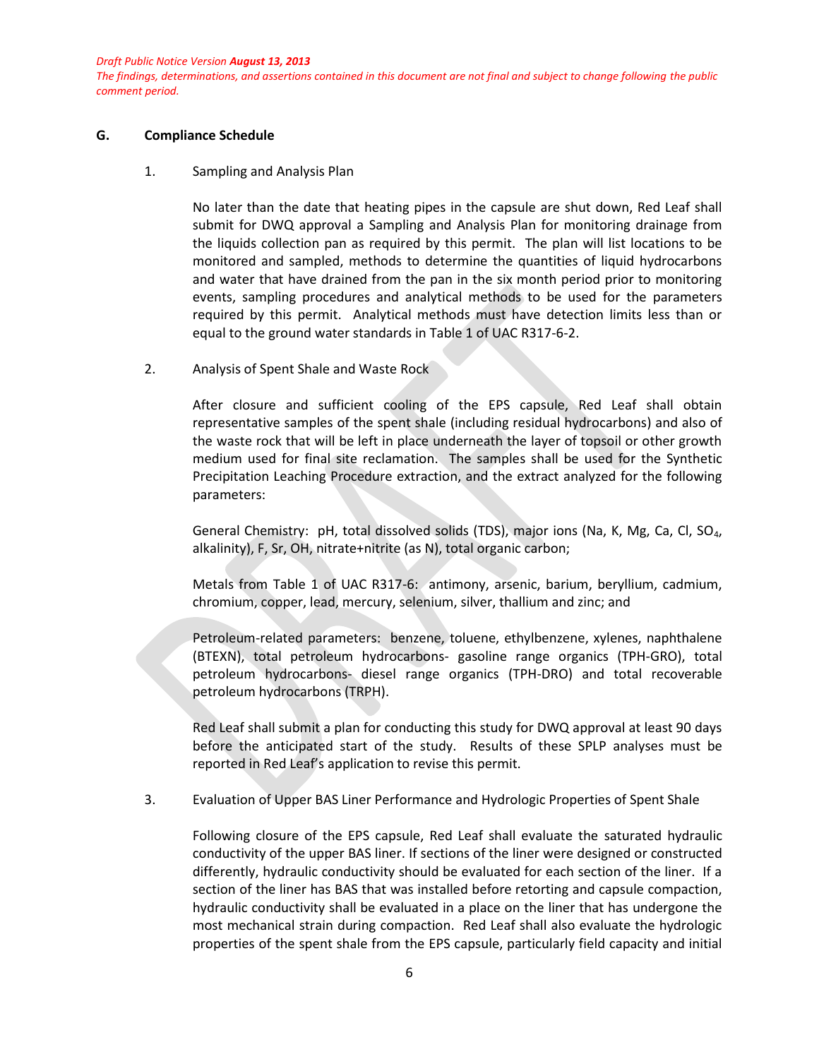*Draft Public Notice Version **August 13, 2013***
*The findings, determinations, and assertions contained in this document are not final and subject to change following the public comment period.*

## G. Compliance Schedule

1. Sampling and Analysis Plan

   No later than the date that heating pipes in the capsule are shut down, Red Leaf shall submit for DWQ approval a Sampling and Analysis Plan for monitoring drainage from the liquids collection pan as required by this permit. The plan will list locations to be monitored and sampled, methods to determine the quantities of liquid hydrocarbons and water that have drained from the pan in the six month period prior to monitoring events, sampling procedures and analytical methods to be used for the parameters required by this permit. Analytical methods must have detection limits less than or equal to the ground water standards in Table 1 of UAC R317-6-2.

2. Analysis of Spent Shale and Waste Rock

   After closure and sufficient cooling of the EPS capsule, Red Leaf shall obtain representative samples of the spent shale (including residual hydrocarbons) and also of the waste rock that will be left in place underneath the layer of topsoil or other growth medium used for final site reclamation. The samples shall be used for the Synthetic Precipitation Leaching Procedure extraction, and the extract analyzed for the following parameters:

   General Chemistry: pH, total dissolved solids (TDS), major ions (Na, K, Mg, Ca, Cl, $SO_4$, alkalinity), F, Sr, OH, nitrate+nitrite (as N), total organic carbon;

   Metals from Table 1 of UAC R317-6: antimony, arsenic, barium, beryllium, cadmium, chromium, copper, lead, mercury, selenium, silver, thallium and zinc; and

   Petroleum-related parameters: benzene, toluene, ethylbenzene, xylenes, naphthalene (BTEXN), total petroleum hydrocarbons- gasoline range organics (TPH-GRO), total petroleum hydrocarbons- diesel range organics (TPH-DRO) and total recoverable petroleum hydrocarbons (TRPH).

   Red Leaf shall submit a plan for conducting this study for DWQ approval at least 90 days before the anticipated start of the study. Results of these SPLP analyses must be reported in Red Leaf's application to revise this permit.

3. Evaluation of Upper BAS Liner Performance and Hydrologic Properties of Spent Shale

   Following closure of the EPS capsule, Red Leaf shall evaluate the saturated hydraulic conductivity of the upper BAS liner. If sections of the liner were designed or constructed differently, hydraulic conductivity should be evaluated for each section of the liner. If a section of the liner has BAS that was installed before retorting and capsule compaction, hydraulic conductivity shall be evaluated in a place on the liner that has undergone the most mechanical strain during compaction. Red Leaf shall also evaluate the hydrologic properties of the spent shale from the EPS capsule, particularly field capacity and initial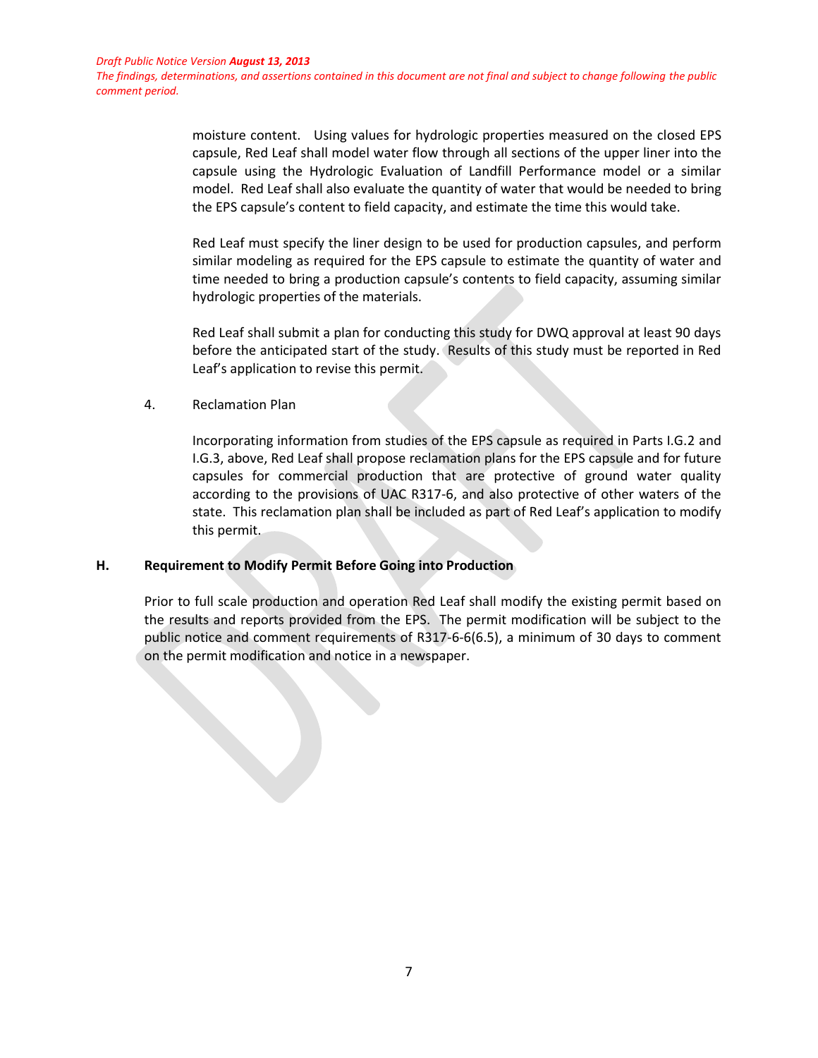moisture content. Using values for hydrologic properties measured on the closed EPS capsule, Red Leaf shall model water flow through all sections of the upper liner into the capsule using the Hydrologic Evaluation of Landfill Performance model or a similar model. Red Leaf shall also evaluate the quantity of water that would be needed to bring the EPS capsule's content to field capacity, and estimate the time this would take.

Red Leaf must specify the liner design to be used for production capsules, and perform similar modeling as required for the EPS capsule to estimate the quantity of water and time needed to bring a production capsule's contents to field capacity, assuming similar hydrologic properties of the materials.

Red Leaf shall submit a plan for conducting this study for DWQ approval at least 90 days before the anticipated start of the study. Results of this study must be reported in Red Leaf's application to revise this permit.

4. Reclamation Plan

Incorporating information from studies of the EPS capsule as required in Parts I.G.2 and I.G.3, above, Red Leaf shall propose reclamation plans for the EPS capsule and for future capsules for commercial production that are protective of ground water quality according to the provisions of UAC R317-6, and also protective of other waters of the state. This reclamation plan shall be included as part of Red Leaf's application to modify this permit.

### H. Requirement to Modify Permit Before Going into Production

Prior to full scale production and operation Red Leaf shall modify the existing permit based on the results and reports provided from the EPS. The permit modification will be subject to the public notice and comment requirements of R317-6-6(6.5), a minimum of 30 days to comment on the permit modification and notice in a newspaper.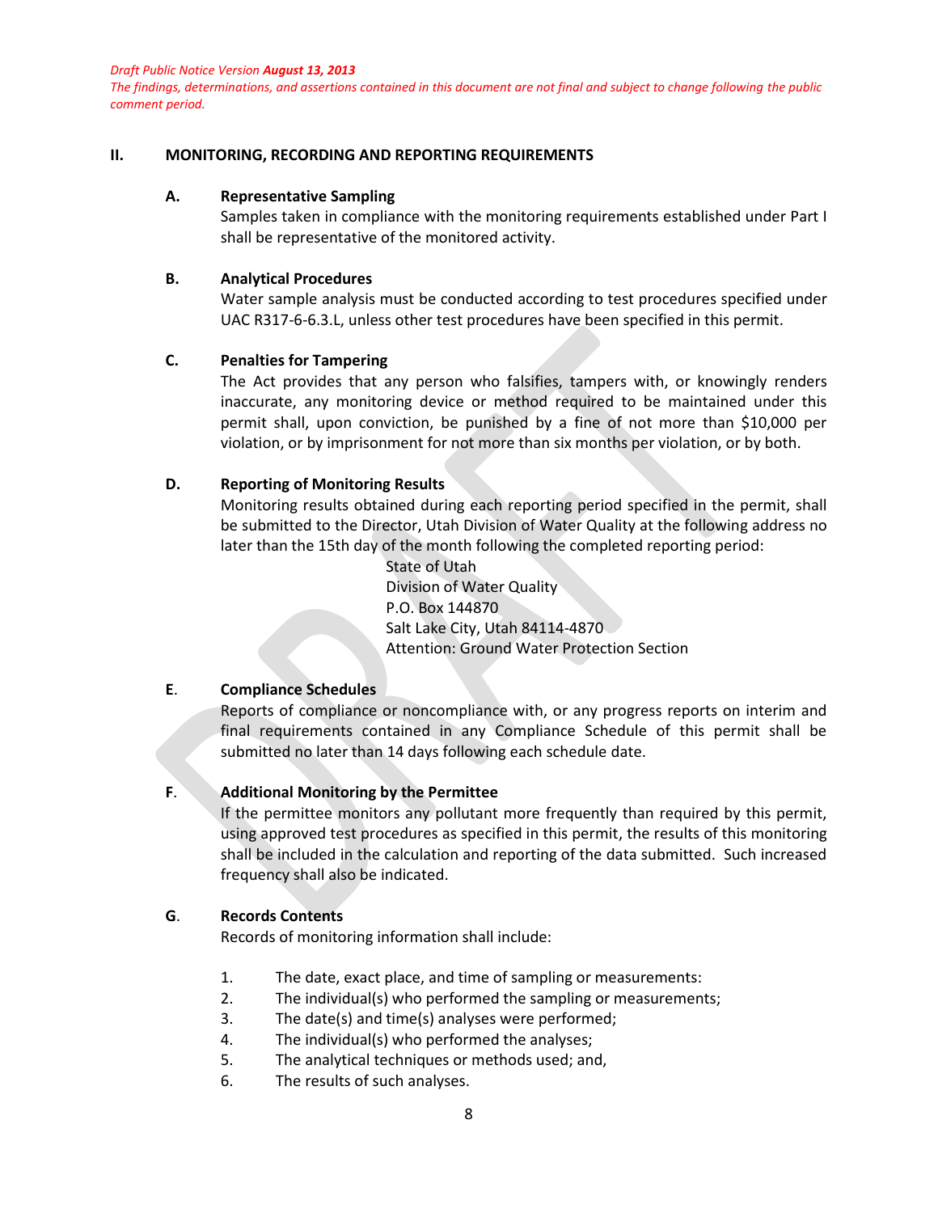*Draft Public Notice Version* ***August 13, 2013***
*The findings, determinations, and assertions contained in this document are not final and subject to change following the public comment period.*

## II. MONITORING, RECORDING AND REPORTING REQUIREMENTS

### A. Representative Sampling

Samples taken in compliance with the monitoring requirements established under Part I shall be representative of the monitored activity.

### B. Analytical Procedures

Water sample analysis must be conducted according to test procedures specified under UAC R317-6-6.3.L, unless other test procedures have been specified in this permit.

### C. Penalties for Tampering

The Act provides that any person who falsifies, tampers with, or knowingly renders inaccurate, any monitoring device or method required to be maintained under this permit shall, upon conviction, be punished by a fine of not more than $10,000 per violation, or by imprisonment for not more than six months per violation, or by both.

### D. Reporting of Monitoring Results

Monitoring results obtained during each reporting period specified in the permit, shall be submitted to the Director, Utah Division of Water Quality at the following address no later than the 15th day of the month following the completed reporting period:

State of Utah
Division of Water Quality
P.O. Box 144870
Salt Lake City, Utah 84114-4870
Attention: Ground Water Protection Section

### E. Compliance Schedules

Reports of compliance or noncompliance with, or any progress reports on interim and final requirements contained in any Compliance Schedule of this permit shall be submitted no later than 14 days following each schedule date.

### F. Additional Monitoring by the Permittee

If the permittee monitors any pollutant more frequently than required by this permit, using approved test procedures as specified in this permit, the results of this monitoring shall be included in the calculation and reporting of the data submitted. Such increased frequency shall also be indicated.

### G. Records Contents

Records of monitoring information shall include:

1. The date, exact place, and time of sampling or measurements:
2. The individual(s) who performed the sampling or measurements;
3. The date(s) and time(s) analyses were performed;
4. The individual(s) who performed the analyses;
5. The analytical techniques or methods used; and,
6. The results of such analyses.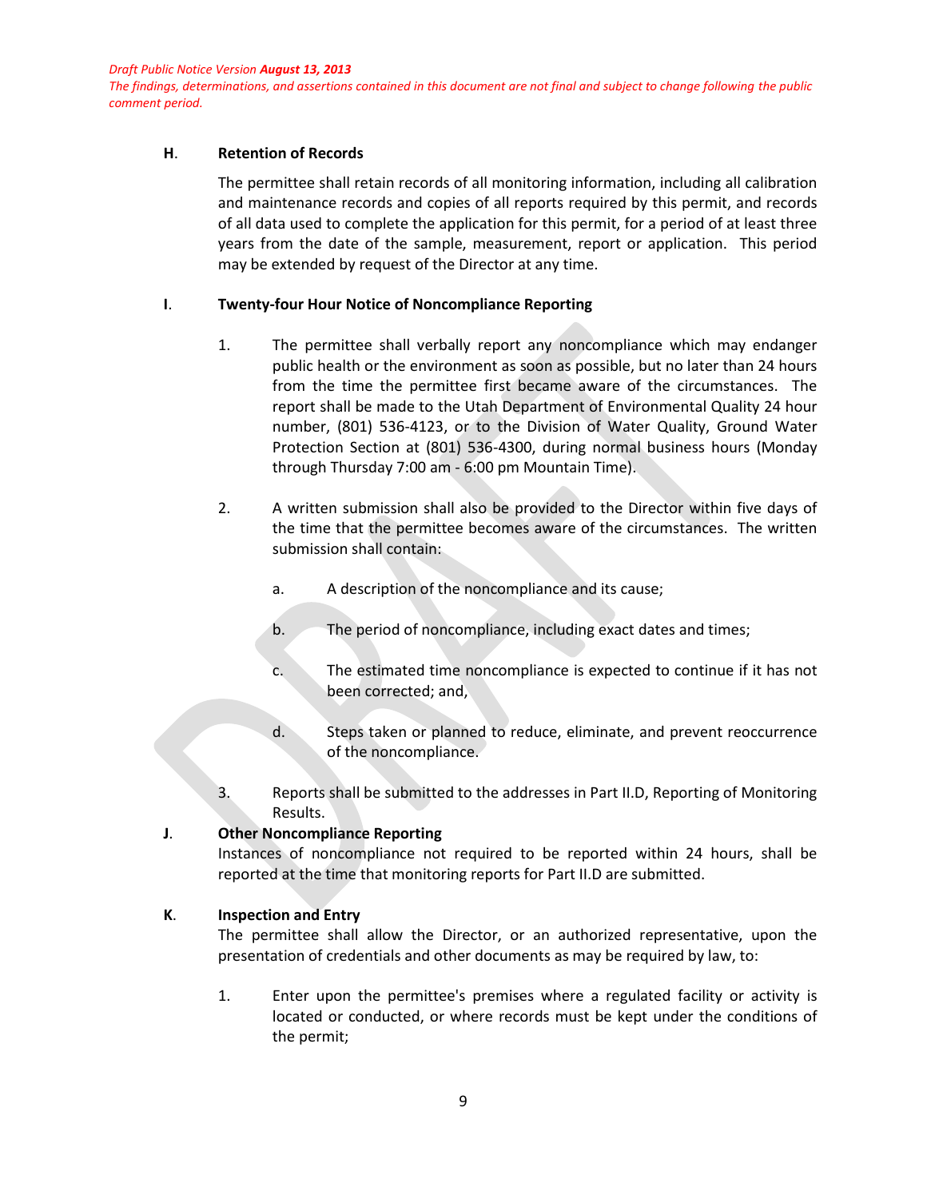**H. Retention of Records**

The permittee shall retain records of all monitoring information, including all calibration and maintenance records and copies of all reports required by this permit, and records of all data used to complete the application for this permit, for a period of at least three years from the date of the sample, measurement, report or application. This period may be extended by request of the Director at any time.

**I. Twenty-four Hour Notice of Noncompliance Reporting**

1. The permittee shall verbally report any noncompliance which may endanger public health or the environment as soon as possible, but no later than 24 hours from the time the permittee first became aware of the circumstances. The report shall be made to the Utah Department of Environmental Quality 24 hour number, (801) 536-4123, or to the Division of Water Quality, Ground Water Protection Section at (801) 536-4300, during normal business hours (Monday through Thursday 7:00 am - 6:00 pm Mountain Time).

2. A written submission shall also be provided to the Director within five days of the time that the permittee becomes aware of the circumstances. The written submission shall contain:

   a. A description of the noncompliance and its cause;

   b. The period of noncompliance, including exact dates and times;

   c. The estimated time noncompliance is expected to continue if it has not been corrected; and,

   d. Steps taken or planned to reduce, eliminate, and prevent reoccurrence of the noncompliance.

3. Reports shall be submitted to the addresses in Part II.D, Reporting of Monitoring Results.

**J. Other Noncompliance Reporting**

Instances of noncompliance not required to be reported within 24 hours, shall be reported at the time that monitoring reports for Part II.D are submitted.

**K. Inspection and Entry**

The permittee shall allow the Director, or an authorized representative, upon the presentation of credentials and other documents as may be required by law, to:

1. Enter upon the permittee's premises where a regulated facility or activity is located or conducted, or where records must be kept under the conditions of the permit;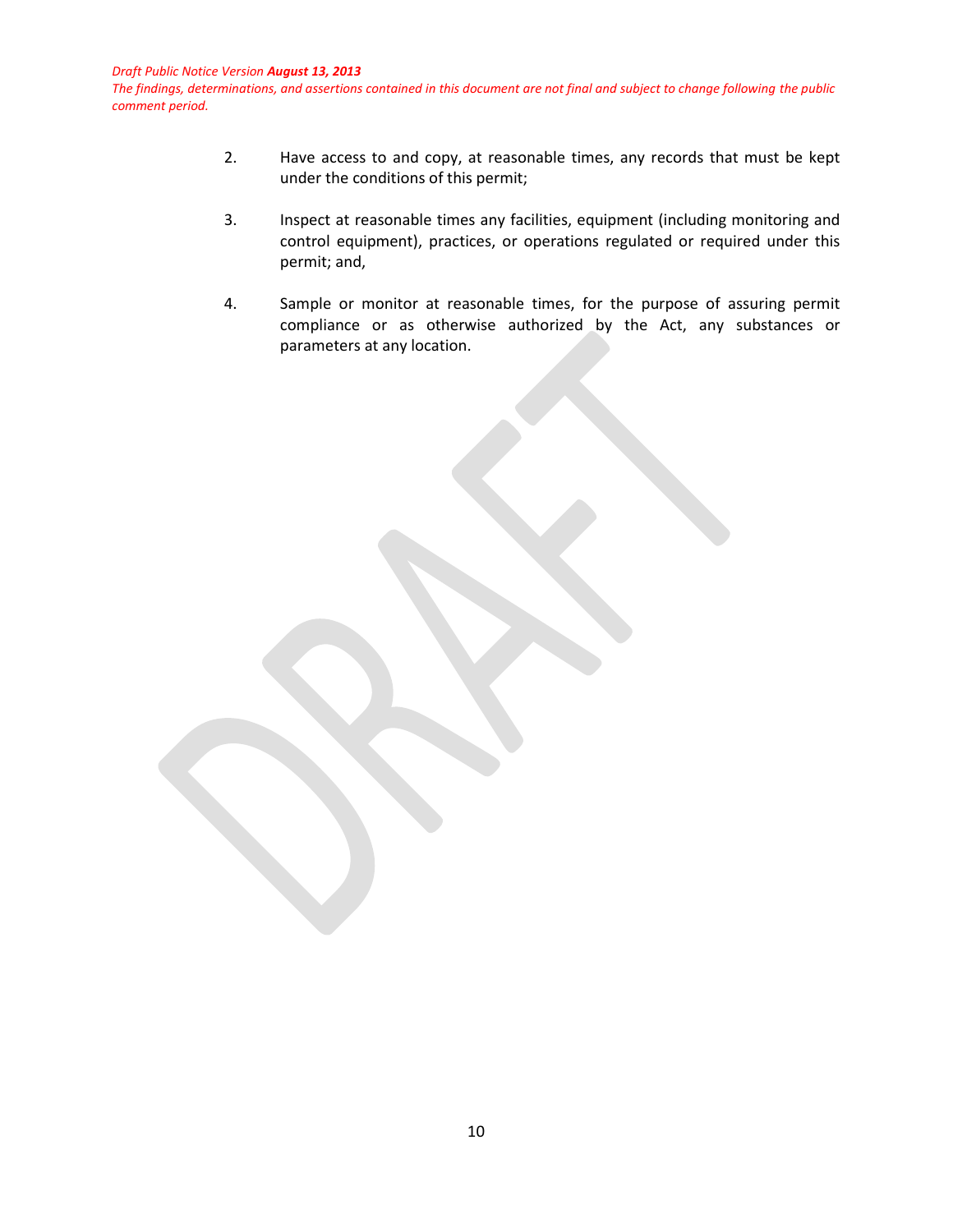2. Have access to and copy, at reasonable times, any records that must be kept under the conditions of this permit;

3. Inspect at reasonable times any facilities, equipment (including monitoring and control equipment), practices, or operations regulated or required under this permit; and,

4. Sample or monitor at reasonable times, for the purpose of assuring permit compliance or as otherwise authorized by the Act, any substances or parameters at any location.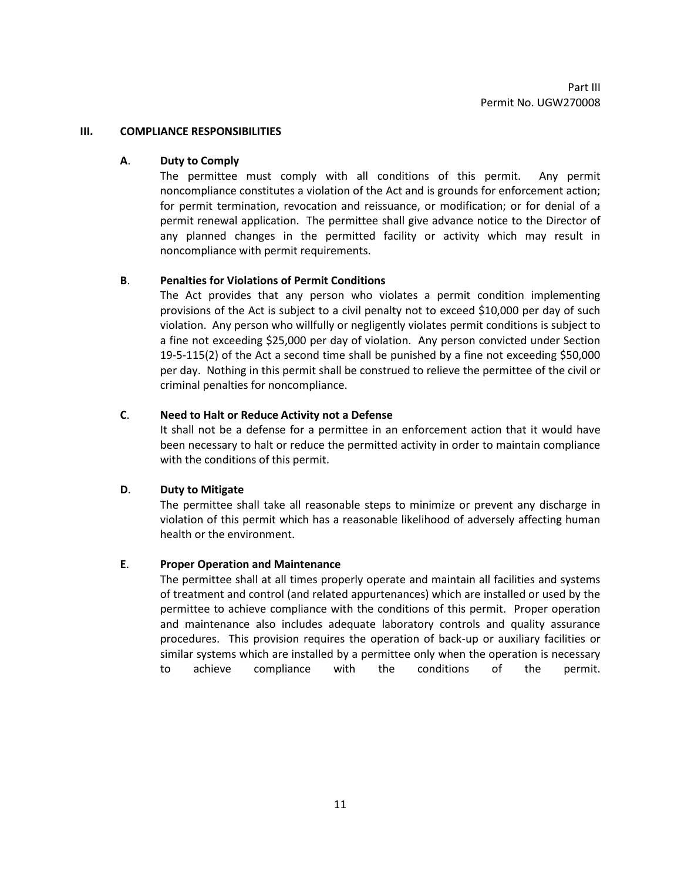## III. COMPLIANCE RESPONSIBILITIES

### A. Duty to Comply

The permittee must comply with all conditions of this permit. Any permit noncompliance constitutes a violation of the Act and is grounds for enforcement action; for permit termination, revocation and reissuance, or modification; or for denial of a permit renewal application. The permittee shall give advance notice to the Director of any planned changes in the permitted facility or activity which may result in noncompliance with permit requirements.

### B. Penalties for Violations of Permit Conditions

The Act provides that any person who violates a permit condition implementing provisions of the Act is subject to a civil penalty not to exceed $10,000 per day of such violation. Any person who willfully or negligently violates permit conditions is subject to a fine not exceeding $25,000 per day of violation. Any person convicted under Section 19-5-115(2) of the Act a second time shall be punished by a fine not exceeding $50,000 per day. Nothing in this permit shall be construed to relieve the permittee of the civil or criminal penalties for noncompliance.

### C. Need to Halt or Reduce Activity not a Defense

It shall not be a defense for a permittee in an enforcement action that it would have been necessary to halt or reduce the permitted activity in order to maintain compliance with the conditions of this permit.

### D. Duty to Mitigate

The permittee shall take all reasonable steps to minimize or prevent any discharge in violation of this permit which has a reasonable likelihood of adversely affecting human health or the environment.

### E. Proper Operation and Maintenance

The permittee shall at all times properly operate and maintain all facilities and systems of treatment and control (and related appurtenances) which are installed or used by the permittee to achieve compliance with the conditions of this permit. Proper operation and maintenance also includes adequate laboratory controls and quality assurance procedures. This provision requires the operation of back-up or auxiliary facilities or similar systems which are installed by a permittee only when the operation is necessary to achieve compliance with the conditions of the permit.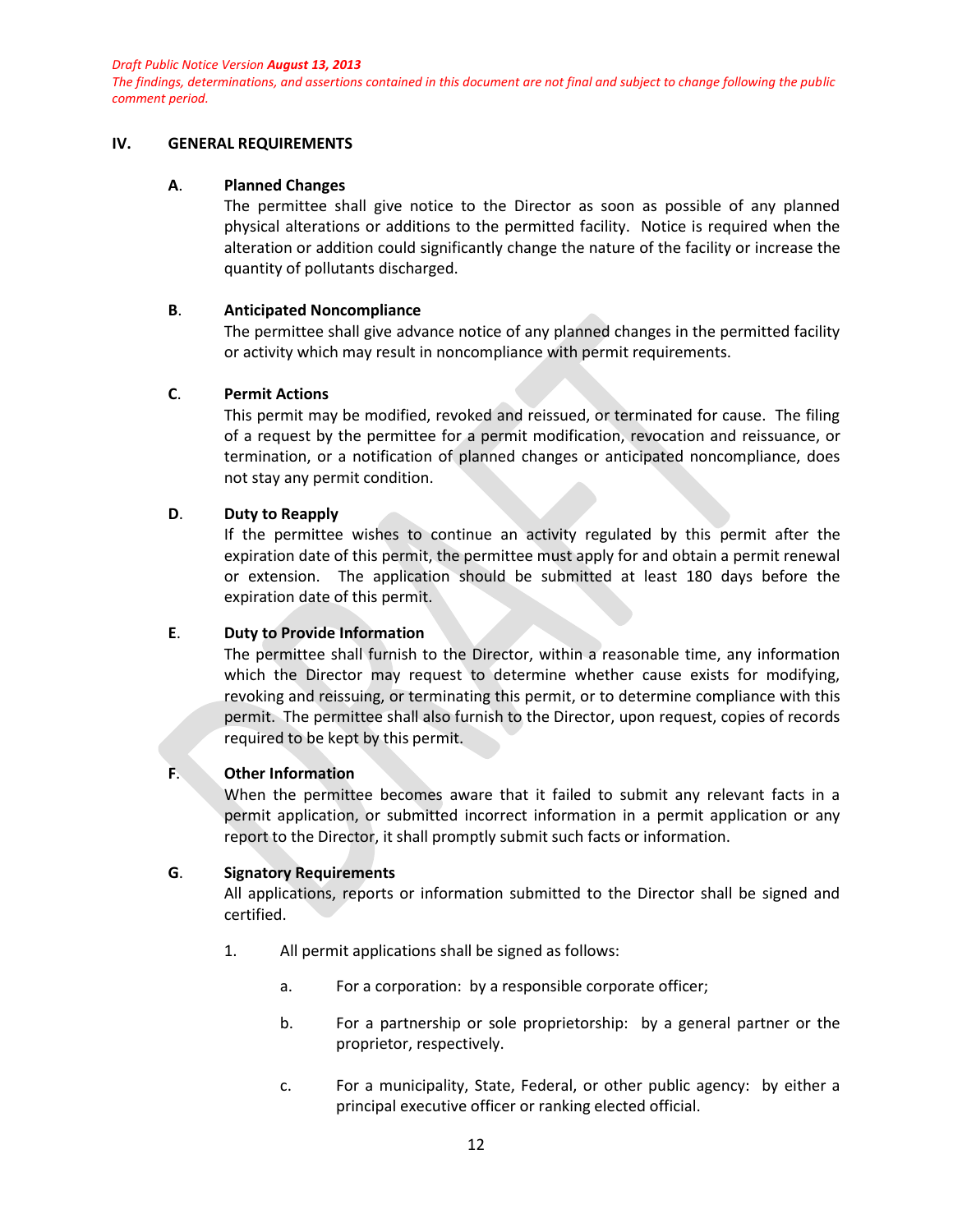*Draft Public Notice Version **August 13, 2013***
*The findings, determinations, and assertions contained in this document are not final and subject to change following the public comment period.*

## IV. GENERAL REQUIREMENTS

### A. Planned Changes

The permittee shall give notice to the Director as soon as possible of any planned physical alterations or additions to the permitted facility. Notice is required when the alteration or addition could significantly change the nature of the facility or increase the quantity of pollutants discharged.

### B. Anticipated Noncompliance

The permittee shall give advance notice of any planned changes in the permitted facility or activity which may result in noncompliance with permit requirements.

### C. Permit Actions

This permit may be modified, revoked and reissued, or terminated for cause. The filing of a request by the permittee for a permit modification, revocation and reissuance, or termination, or a notification of planned changes or anticipated noncompliance, does not stay any permit condition.

### D. Duty to Reapply

If the permittee wishes to continue an activity regulated by this permit after the expiration date of this permit, the permittee must apply for and obtain a permit renewal or extension. The application should be submitted at least 180 days before the expiration date of this permit.

### E. Duty to Provide Information

The permittee shall furnish to the Director, within a reasonable time, any information which the Director may request to determine whether cause exists for modifying, revoking and reissuing, or terminating this permit, or to determine compliance with this permit. The permittee shall also furnish to the Director, upon request, copies of records required to be kept by this permit.

### F. Other Information

When the permittee becomes aware that it failed to submit any relevant facts in a permit application, or submitted incorrect information in a permit application or any report to the Director, it shall promptly submit such facts or information.

### G. Signatory Requirements

All applications, reports or information submitted to the Director shall be signed and certified.

1. All permit applications shall be signed as follows:

   a. For a corporation: by a responsible corporate officer;

   b. For a partnership or sole proprietorship: by a general partner or the proprietor, respectively.

   c. For a municipality, State, Federal, or other public agency: by either a principal executive officer or ranking elected official.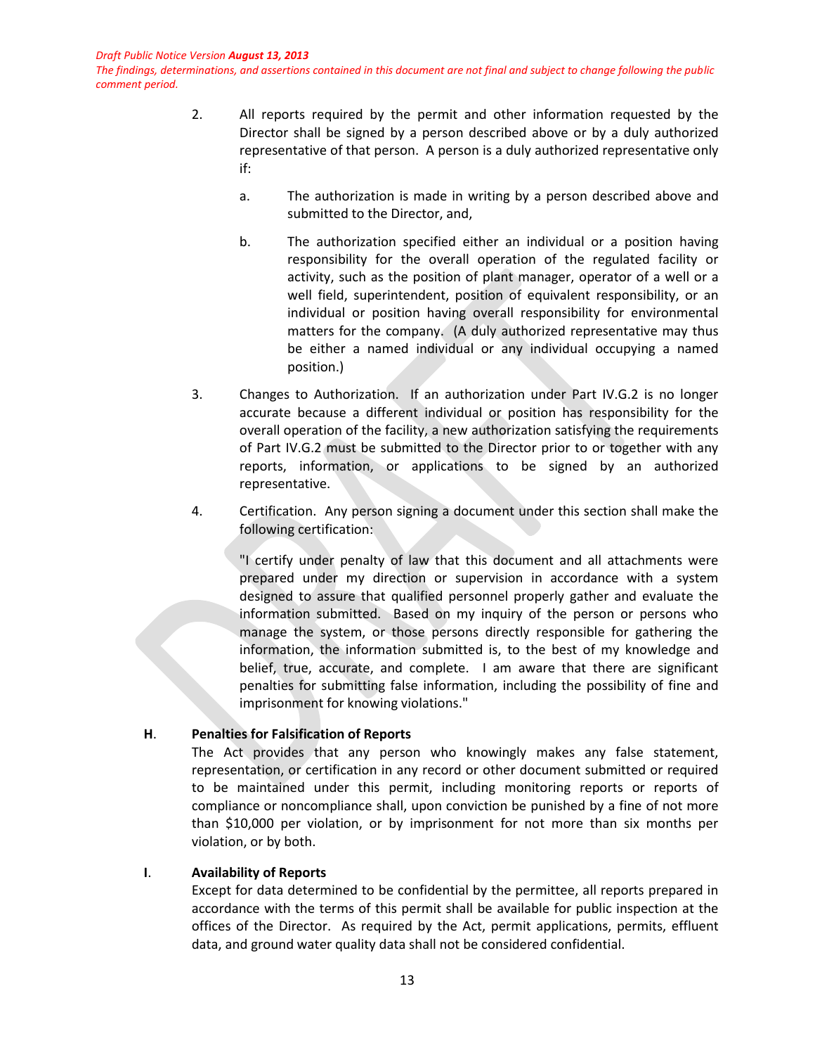2. All reports required by the permit and other information requested by the Director shall be signed by a person described above or by a duly authorized representative of that person. A person is a duly authorized representative only if:

   a. The authorization is made in writing by a person described above and submitted to the Director, and,

   b. The authorization specified either an individual or a position having responsibility for the overall operation of the regulated facility or activity, such as the position of plant manager, operator of a well or a well field, superintendent, position of equivalent responsibility, or an individual or position having overall responsibility for environmental matters for the company. (A duly authorized representative may thus be either a named individual or any individual occupying a named position.)

3. Changes to Authorization. If an authorization under Part IV.G.2 is no longer accurate because a different individual or position has responsibility for the overall operation of the facility, a new authorization satisfying the requirements of Part IV.G.2 must be submitted to the Director prior to or together with any reports, information, or applications to be signed by an authorized representative.

4. Certification. Any person signing a document under this section shall make the following certification:

   "I certify under penalty of law that this document and all attachments were prepared under my direction or supervision in accordance with a system designed to assure that qualified personnel properly gather and evaluate the information submitted. Based on my inquiry of the person or persons who manage the system, or those persons directly responsible for gathering the information, the information submitted is, to the best of my knowledge and belief, true, accurate, and complete. I am aware that there are significant penalties for submitting false information, including the possibility of fine and imprisonment for knowing violations."

**H. Penalties for Falsification of Reports**

The Act provides that any person who knowingly makes any false statement, representation, or certification in any record or other document submitted or required to be maintained under this permit, including monitoring reports or reports of compliance or noncompliance shall, upon conviction be punished by a fine of not more than $10,000 per violation, or by imprisonment for not more than six months per violation, or by both.

**I. Availability of Reports**

Except for data determined to be confidential by the permittee, all reports prepared in accordance with the terms of this permit shall be available for public inspection at the offices of the Director. As required by the Act, permit applications, permits, effluent data, and ground water quality data shall not be considered confidential.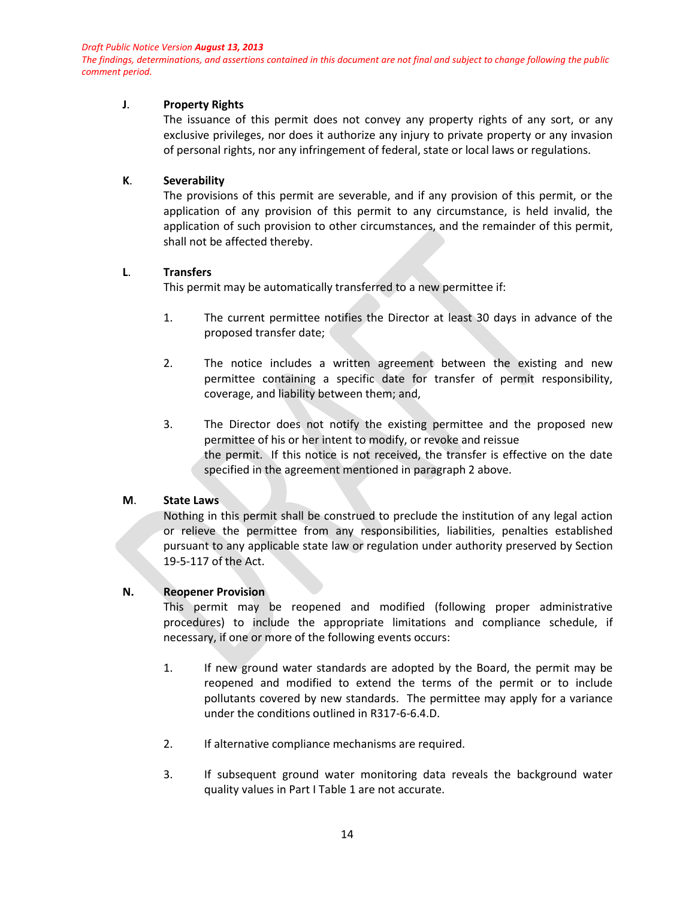*Draft Public Notice Version **August 13, 2013***
*The findings, determinations, and assertions contained in this document are not final and subject to change following the public comment period.*

**J. Property Rights**

The issuance of this permit does not convey any property rights of any sort, or any exclusive privileges, nor does it authorize any injury to private property or any invasion of personal rights, nor any infringement of federal, state or local laws or regulations.

**K. Severability**

The provisions of this permit are severable, and if any provision of this permit, or the application of any provision of this permit to any circumstance, is held invalid, the application of such provision to other circumstances, and the remainder of this permit, shall not be affected thereby.

**L. Transfers**

This permit may be automatically transferred to a new permittee if:

1. The current permittee notifies the Director at least 30 days in advance of the proposed transfer date;

2. The notice includes a written agreement between the existing and new permittee containing a specific date for transfer of permit responsibility, coverage, and liability between them; and,

3. The Director does not notify the existing permittee and the proposed new permittee of his or her intent to modify, or revoke and reissue the permit. If this notice is not received, the transfer is effective on the date specified in the agreement mentioned in paragraph 2 above.

**M. State Laws**

Nothing in this permit shall be construed to preclude the institution of any legal action or relieve the permittee from any responsibilities, liabilities, penalties established pursuant to any applicable state law or regulation under authority preserved by Section 19-5-117 of the Act.

**N. Reopener Provision**

This permit may be reopened and modified (following proper administrative procedures) to include the appropriate limitations and compliance schedule, if necessary, if one or more of the following events occurs:

1. If new ground water standards are adopted by the Board, the permit may be reopened and modified to extend the terms of the permit or to include pollutants covered by new standards. The permittee may apply for a variance under the conditions outlined in R317-6-6.4.D.

2. If alternative compliance mechanisms are required.

3. If subsequent ground water monitoring data reveals the background water quality values in Part I Table 1 are not accurate.